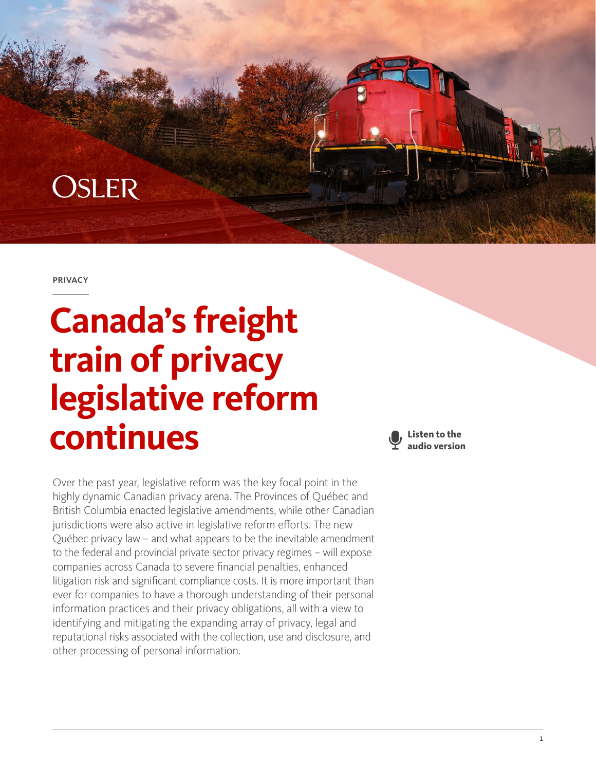OSLER

PRIVACY

# Canada's freight train of privacy legislative reform continues

Listen to the audio version

Over the past year, legislative reform was the key focal point in the highly dynamic Canadian privacy arena. The Provinces of Québec and British Columbia enacted legislative amendments, while other Canadian jurisdictions were also active in legislative reform efforts. The new Québec privacy law – and what appears to be the inevitable amendment to the federal and provincial private sector privacy regimes – will expose companies across Canada to severe financial penalties, enhanced litigation risk and significant compliance costs. It is more important than ever for companies to have a thorough understanding of their personal information practices and their privacy obligations, all with a view to identifying and mitigating the expanding array of privacy, legal and reputational risks associated with the collection, use and disclosure, and other processing of personal information.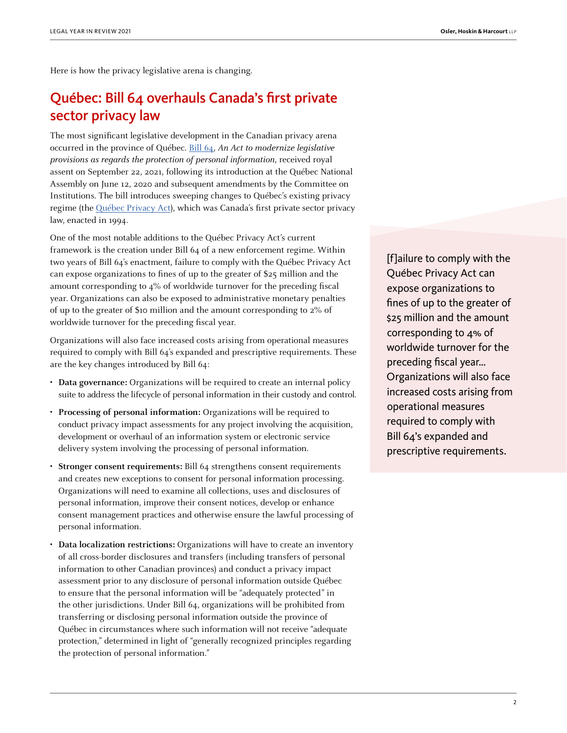Here is how the privacy legislative arena is changing.

## Québec: Bill 64 overhauls Canada's first private sector privacy law

The most significant legislative development in the Canadian privacy arena occurred in the province of Québec. Bill 64, *An Act to modernize legislative provisions as regards the protection of personal information*, received royal assent on September 22, 2021, following its introduction at the Québec National Assembly on June 12, 2020 and subsequent amendments by the Committee on Institutions. The bill introduces sweeping changes to Québec's existing privacy regime (the Québec Privacy Act), which was Canada's first private sector privacy law, enacted in 1994.

One of the most notable additions to the Québec Privacy Act's current framework is the creation under Bill 64 of a new enforcement regime. Within two years of Bill 64's enactment, failure to comply with the Québec Privacy Act can expose organizations to fines of up to the greater of $25 million and the amount corresponding to 4% of worldwide turnover for the preceding fiscal year. Organizations can also be exposed to administrative monetary penalties of up to the greater of $10 million and the amount corresponding to 2% of worldwide turnover for the preceding fiscal year.

> [f]ailure to comply with the Québec Privacy Act can expose organizations to fines of up to the greater of $25 million and the amount corresponding to 4% of worldwide turnover for the preceding fiscal year... Organizations will also face increased costs arising from operational measures required to comply with Bill 64's expanded and prescriptive requirements.

Organizations will also face increased costs arising from operational measures required to comply with Bill 64's expanded and prescriptive requirements. These are the key changes introduced by Bill 64:

- **Data governance:** Organizations will be required to create an internal policy suite to address the lifecycle of personal information in their custody and control.
- **Processing of personal information:** Organizations will be required to conduct privacy impact assessments for any project involving the acquisition, development or overhaul of an information system or electronic service delivery system involving the processing of personal information.
- **Stronger consent requirements:** Bill 64 strengthens consent requirements and creates new exceptions to consent for personal information processing. Organizations will need to examine all collections, uses and disclosures of personal information, improve their consent notices, develop or enhance consent management practices and otherwise ensure the lawful processing of personal information.
- **Data localization restrictions:** Organizations will have to create an inventory of all cross-border disclosures and transfers (including transfers of personal information to other Canadian provinces) and conduct a privacy impact assessment prior to any disclosure of personal information outside Québec to ensure that the personal information will be "adequately protected" in the other jurisdictions. Under Bill 64, organizations will be prohibited from transferring or disclosing personal information outside the province of Québec in circumstances where such information will not receive "adequate protection," determined in light of "generally recognized principles regarding the protection of personal information."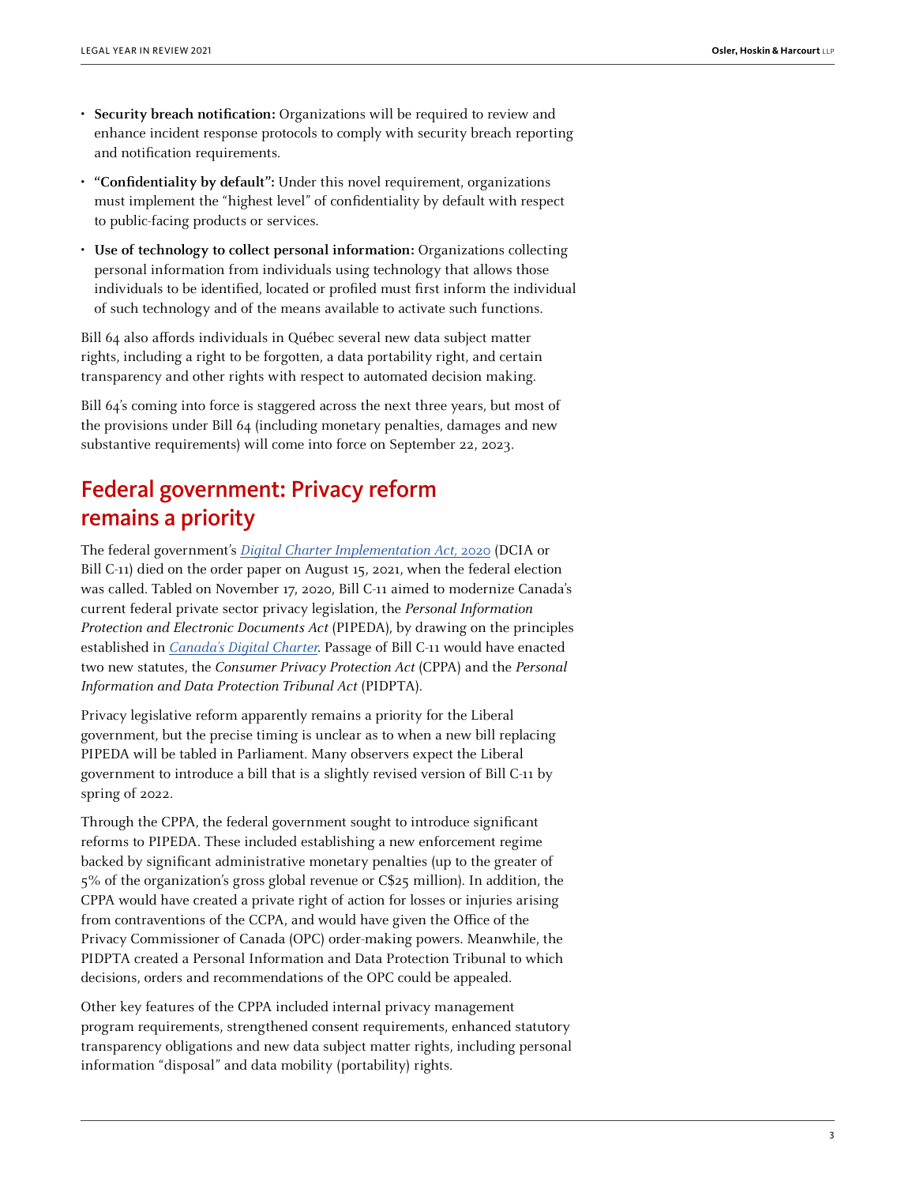- **Security breach notification:** Organizations will be required to review and enhance incident response protocols to comply with security breach reporting and notification requirements.
- **"Confidentiality by default":** Under this novel requirement, organizations must implement the "highest level" of confidentiality by default with respect to public-facing products or services.
- **Use of technology to collect personal information:** Organizations collecting personal information from individuals using technology that allows those individuals to be identified, located or profiled must first inform the individual of such technology and of the means available to activate such functions.

Bill 64 also affords individuals in Québec several new data subject matter rights, including a right to be forgotten, a data portability right, and certain transparency and other rights with respect to automated decision making.

Bill 64's coming into force is staggered across the next three years, but most of the provisions under Bill 64 (including monetary penalties, damages and new substantive requirements) will come into force on September 22, 2023.

## Federal government: Privacy reform remains a priority

The federal government's *Digital Charter Implementation Act, 2020* (DCIA or Bill C-11) died on the order paper on August 15, 2021, when the federal election was called. Tabled on November 17, 2020, Bill C-11 aimed to modernize Canada's current federal private sector privacy legislation, the *Personal Information Protection and Electronic Documents Act* (PIPEDA), by drawing on the principles established in *Canada's Digital Charter*. Passage of Bill C-11 would have enacted two new statutes, the *Consumer Privacy Protection Act* (CPPA) and the *Personal Information and Data Protection Tribunal Act* (PIDPTA).

Privacy legislative reform apparently remains a priority for the Liberal government, but the precise timing is unclear as to when a new bill replacing PIPEDA will be tabled in Parliament. Many observers expect the Liberal government to introduce a bill that is a slightly revised version of Bill C-11 by spring of 2022.

Through the CPPA, the federal government sought to introduce significant reforms to PIPEDA. These included establishing a new enforcement regime backed by significant administrative monetary penalties (up to the greater of 5% of the organization's gross global revenue or C$25 million). In addition, the CPPA would have created a private right of action for losses or injuries arising from contraventions of the CCPA, and would have given the Office of the Privacy Commissioner of Canada (OPC) order-making powers. Meanwhile, the PIDPTA created a Personal Information and Data Protection Tribunal to which decisions, orders and recommendations of the OPC could be appealed.

Other key features of the CPPA included internal privacy management program requirements, strengthened consent requirements, enhanced statutory transparency obligations and new data subject matter rights, including personal information "disposal" and data mobility (portability) rights.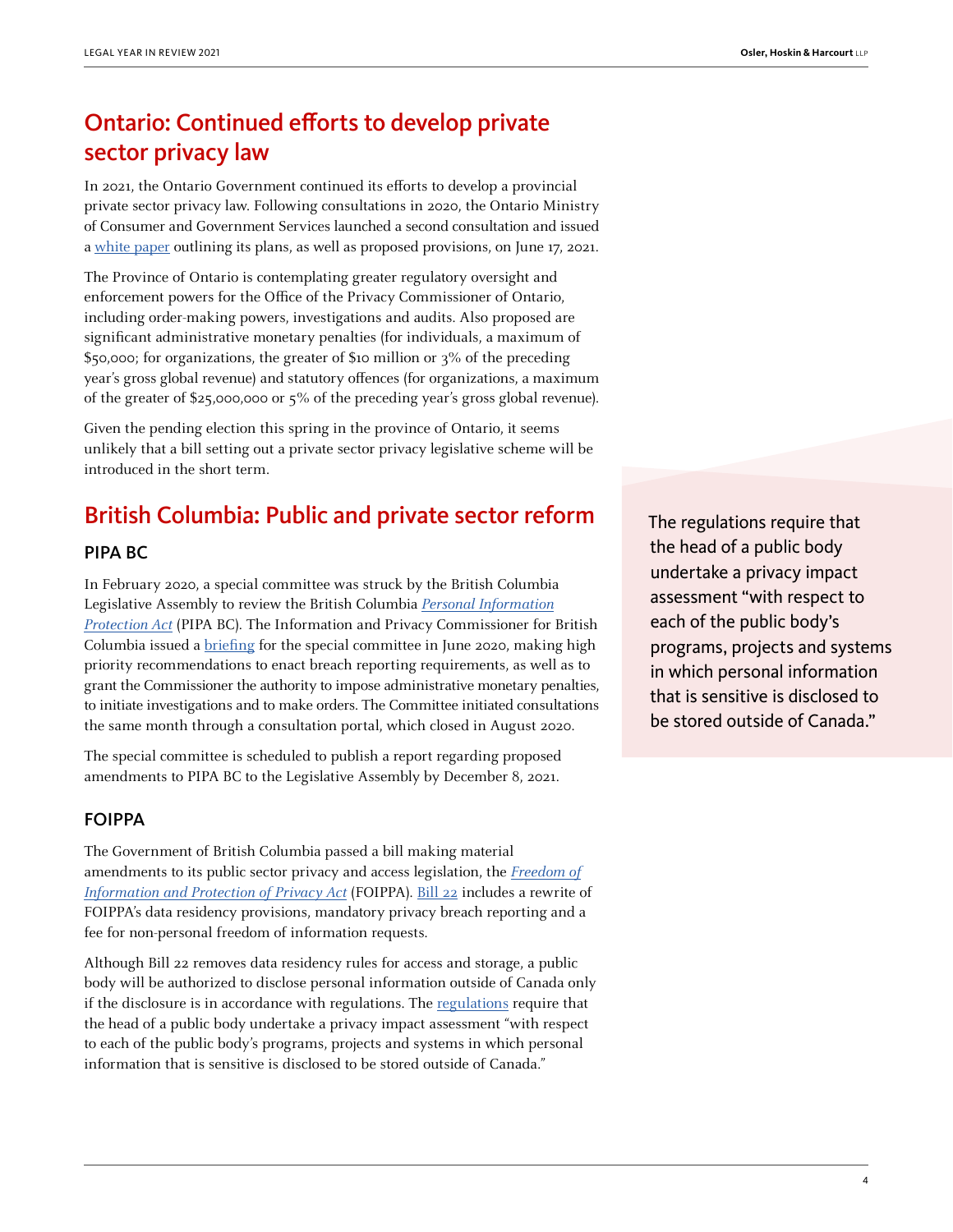## Ontario: Continued efforts to develop private sector privacy law

In 2021, the Ontario Government continued its efforts to develop a provincial private sector privacy law. Following consultations in 2020, the Ontario Ministry of Consumer and Government Services launched a second consultation and issued a white paper outlining its plans, as well as proposed provisions, on June 17, 2021.

The Province of Ontario is contemplating greater regulatory oversight and enforcement powers for the Office of the Privacy Commissioner of Ontario, including order-making powers, investigations and audits. Also proposed are significant administrative monetary penalties (for individuals, a maximum of $50,000; for organizations, the greater of $10 million or 3% of the preceding year's gross global revenue) and statutory offences (for organizations, a maximum of the greater of $25,000,000 or 5% of the preceding year's gross global revenue).

Given the pending election this spring in the province of Ontario, it seems unlikely that a bill setting out a private sector privacy legislative scheme will be introduced in the short term.

## British Columbia: Public and private sector reform

### PIPA BC

In February 2020, a special committee was struck by the British Columbia Legislative Assembly to review the British Columbia *Personal Information Protection Act* (PIPA BC). The Information and Privacy Commissioner for British Columbia issued a briefing for the special committee in June 2020, making high priority recommendations to enact breach reporting requirements, as well as to grant the Commissioner the authority to impose administrative monetary penalties, to initiate investigations and to make orders. The Committee initiated consultations the same month through a consultation portal, which closed in August 2020.

The special committee is scheduled to publish a report regarding proposed amendments to PIPA BC to the Legislative Assembly by December 8, 2021.

### FOIPPA

The Government of British Columbia passed a bill making material amendments to its public sector privacy and access legislation, the *Freedom of Information and Protection of Privacy Act* (FOIPPA). Bill 22 includes a rewrite of FOIPPA's data residency provisions, mandatory privacy breach reporting and a fee for non-personal freedom of information requests.

Although Bill 22 removes data residency rules for access and storage, a public body will be authorized to disclose personal information outside of Canada only if the disclosure is in accordance with regulations. The regulations require that the head of a public body undertake a privacy impact assessment "with respect to each of the public body's programs, projects and systems in which personal information that is sensitive is disclosed to be stored outside of Canada."

> The regulations require that the head of a public body undertake a privacy impact assessment "with respect to each of the public body's programs, projects and systems in which personal information that is sensitive is disclosed to be stored outside of Canada."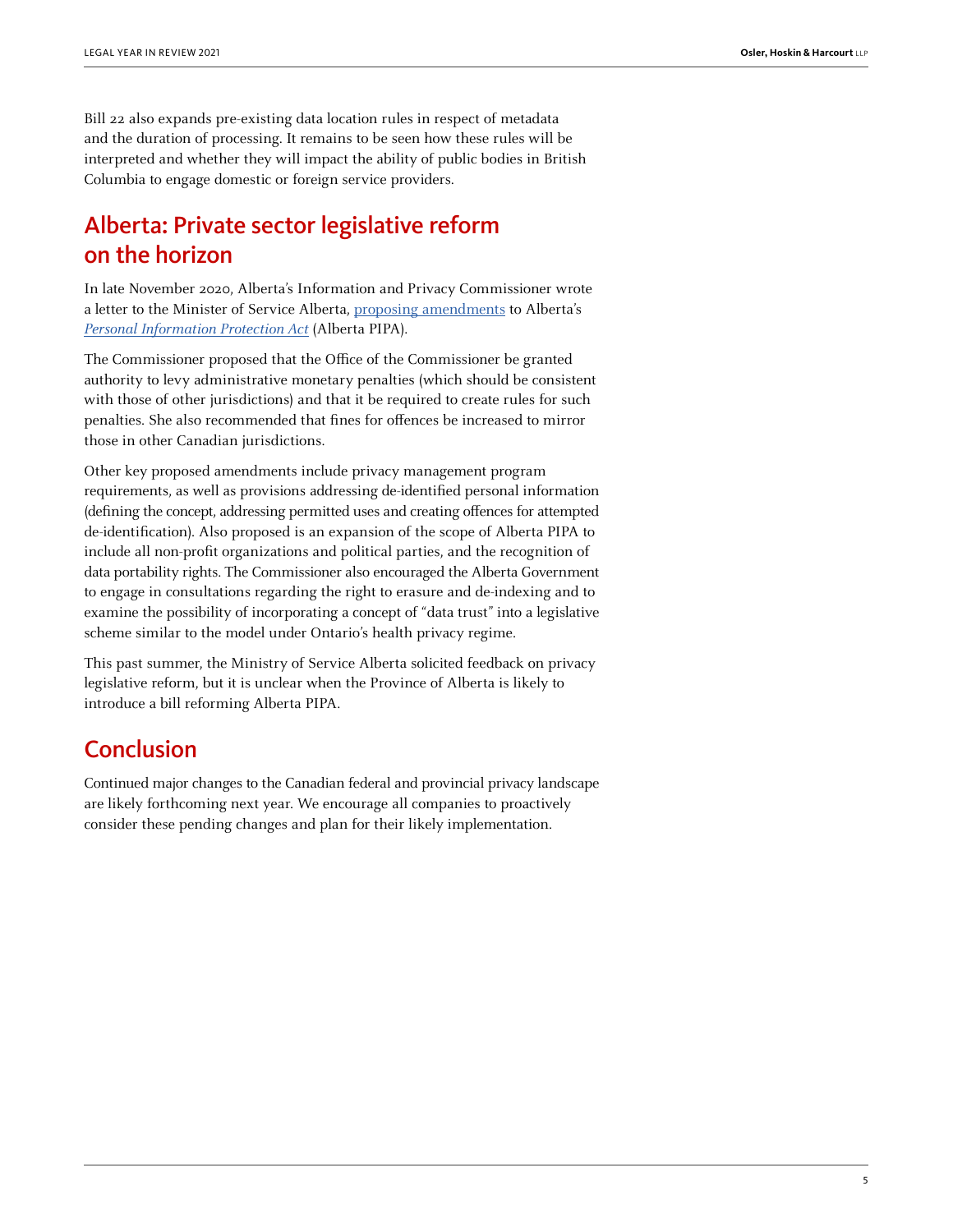Bill 22 also expands pre-existing data location rules in respect of metadata and the duration of processing. It remains to be seen how these rules will be interpreted and whether they will impact the ability of public bodies in British Columbia to engage domestic or foreign service providers.

## Alberta: Private sector legislative reform on the horizon

In late November 2020, Alberta's Information and Privacy Commissioner wrote a letter to the Minister of Service Alberta, proposing amendments to Alberta's *Personal Information Protection Act* (Alberta PIPA).

The Commissioner proposed that the Office of the Commissioner be granted authority to levy administrative monetary penalties (which should be consistent with those of other jurisdictions) and that it be required to create rules for such penalties. She also recommended that fines for offences be increased to mirror those in other Canadian jurisdictions.

Other key proposed amendments include privacy management program requirements, as well as provisions addressing de-identified personal information (defining the concept, addressing permitted uses and creating offences for attempted de-identification). Also proposed is an expansion of the scope of Alberta PIPA to include all non-profit organizations and political parties, and the recognition of data portability rights. The Commissioner also encouraged the Alberta Government to engage in consultations regarding the right to erasure and de-indexing and to examine the possibility of incorporating a concept of "data trust" into a legislative scheme similar to the model under Ontario's health privacy regime.

This past summer, the Ministry of Service Alberta solicited feedback on privacy legislative reform, but it is unclear when the Province of Alberta is likely to introduce a bill reforming Alberta PIPA.

## Conclusion

Continued major changes to the Canadian federal and provincial privacy landscape are likely forthcoming next year. We encourage all companies to proactively consider these pending changes and plan for their likely implementation.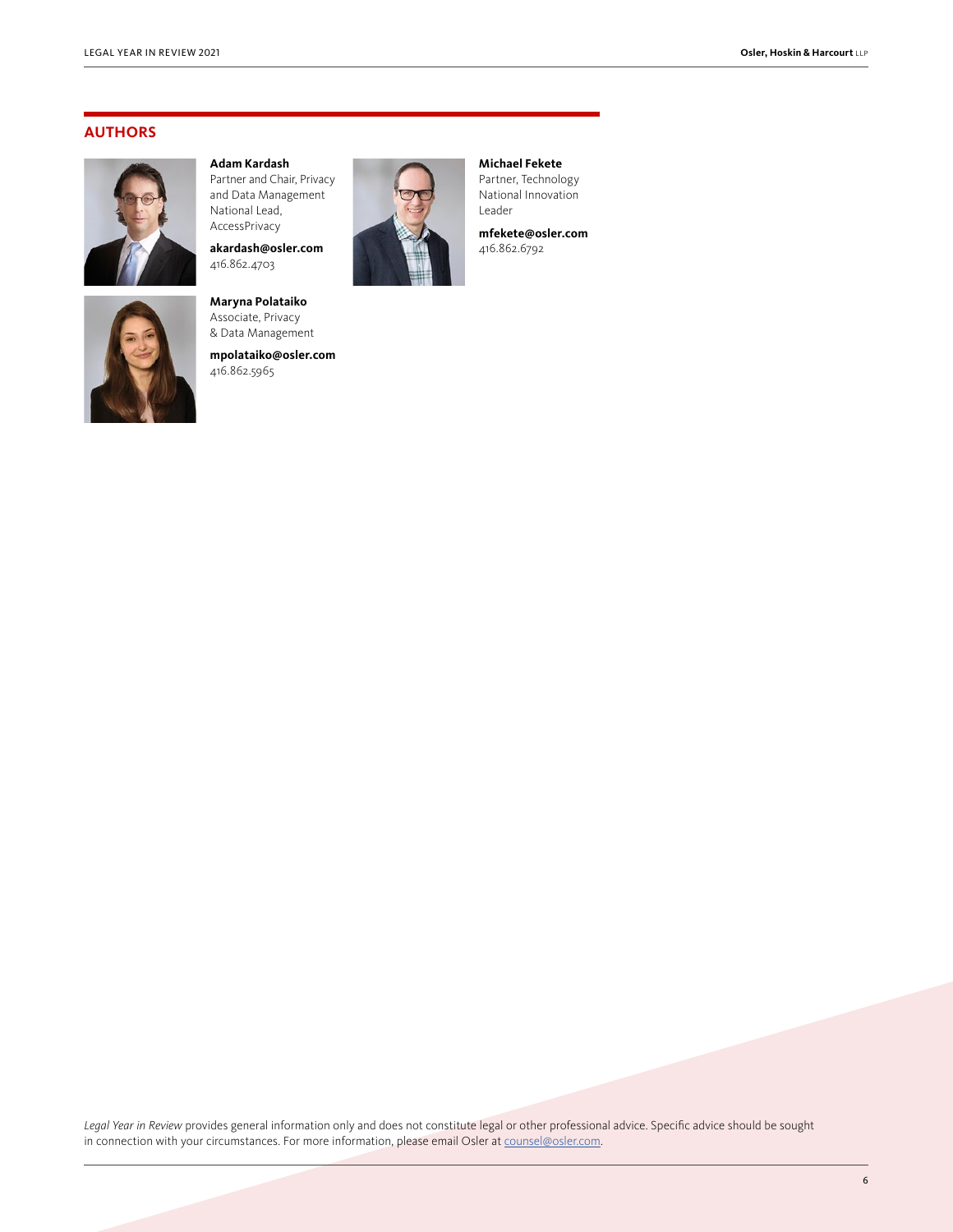## AUTHORS

**Adam Kardash**
Partner and Chair, Privacy and Data Management
National Lead, AccessPrivacy

**akardash@osler.com**
416.862.4703

**Michael Fekete**
Partner, Technology
National Innovation Leader

**mfekete@osler.com**
416.862.6792

**Maryna Polataiko**
Associate, Privacy & Data Management

**mpolataiko@osler.com**
416.862.5965

*Legal Year in Review* provides general information only and does not constitute legal or other professional advice. Specific advice should be sought in connection with your circumstances. For more information, please email Osler at counsel@osler.com.